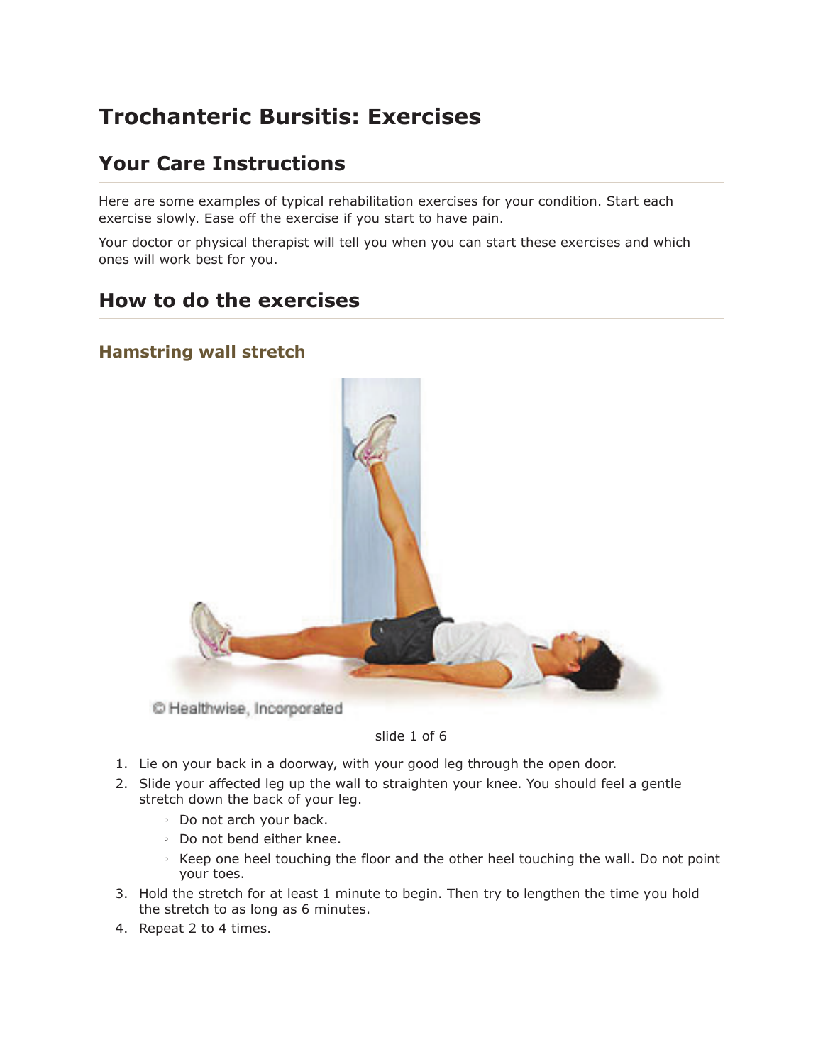# Trochanteric Bursitis: Exercises

## Your Care Instructions

Here are some examples of typical rehabilitation exercises for your condition. Start each exercise slowly. Ease off the exercise if you start to have pain.

Your doctor or physical therapist will tell you when you can start these exercises and which ones will work best for you.

## How to do the exercises

### Hamstring wall stretch

© Healthwise, Incorporated

slide 1 of 6

1. Lie on your back in a doorway, with your good leg through the open door.
2. Slide your affected leg up the wall to straighten your knee. You should feel a gentle stretch down the back of your leg.
   - Do not arch your back.
   - Do not bend either knee.
   - Keep one heel touching the floor and the other heel touching the wall. Do not point your toes.
3. Hold the stretch for at least 1 minute to begin. Then try to lengthen the time you hold the stretch to as long as 6 minutes.
4. Repeat 2 to 4 times.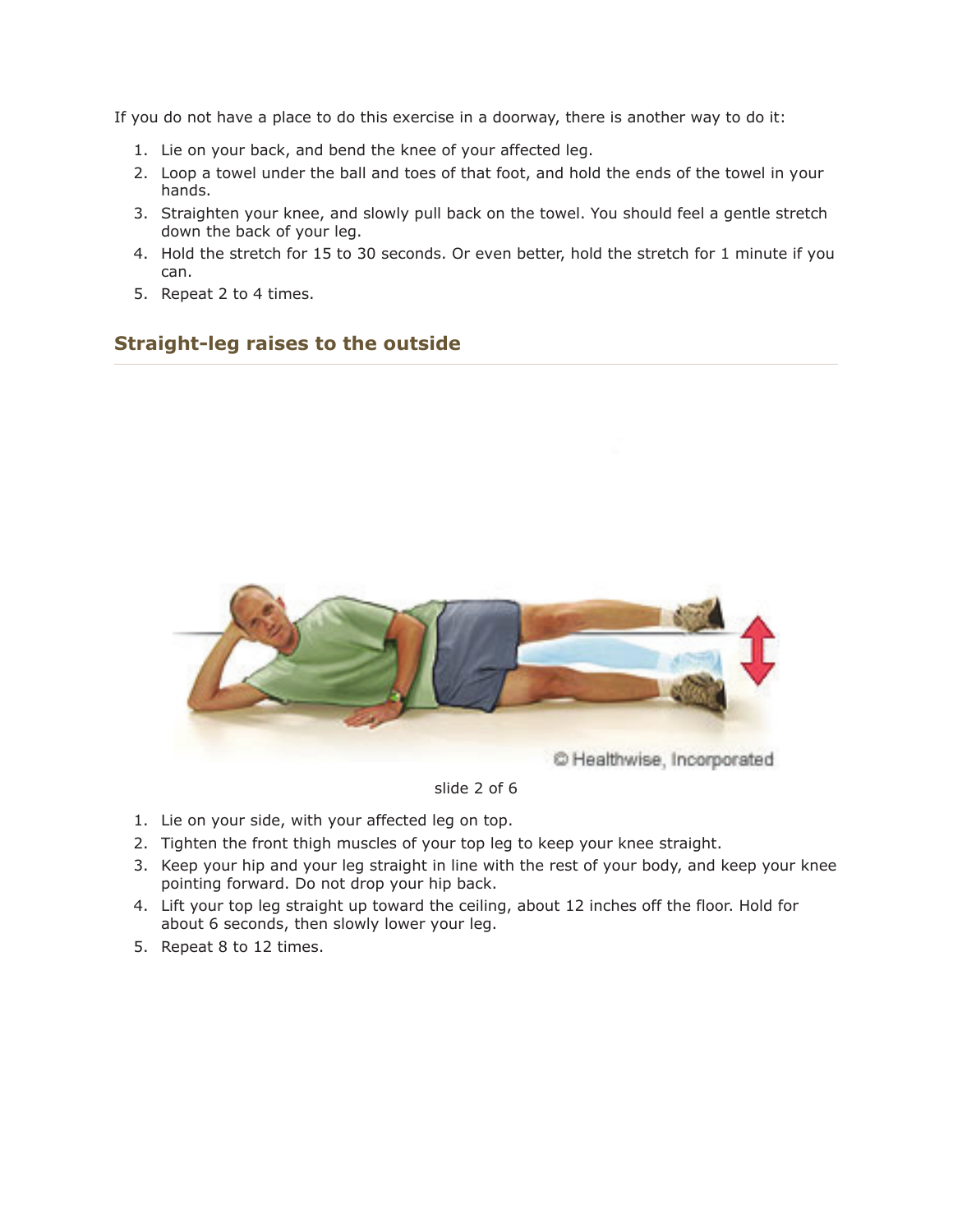If you do not have a place to do this exercise in a doorway, there is another way to do it:

1. Lie on your back, and bend the knee of your affected leg.
2. Loop a towel under the ball and toes of that foot, and hold the ends of the towel in your hands.
3. Straighten your knee, and slowly pull back on the towel. You should feel a gentle stretch down the back of your leg.
4. Hold the stretch for 15 to 30 seconds. Or even better, hold the stretch for 1 minute if you can.
5. Repeat 2 to 4 times.

## Straight-leg raises to the outside

© Healthwise, Incorporated

slide 2 of 6

1. Lie on your side, with your affected leg on top.
2. Tighten the front thigh muscles of your top leg to keep your knee straight.
3. Keep your hip and your leg straight in line with the rest of your body, and keep your knee pointing forward. Do not drop your hip back.
4. Lift your top leg straight up toward the ceiling, about 12 inches off the floor. Hold for about 6 seconds, then slowly lower your leg.
5. Repeat 8 to 12 times.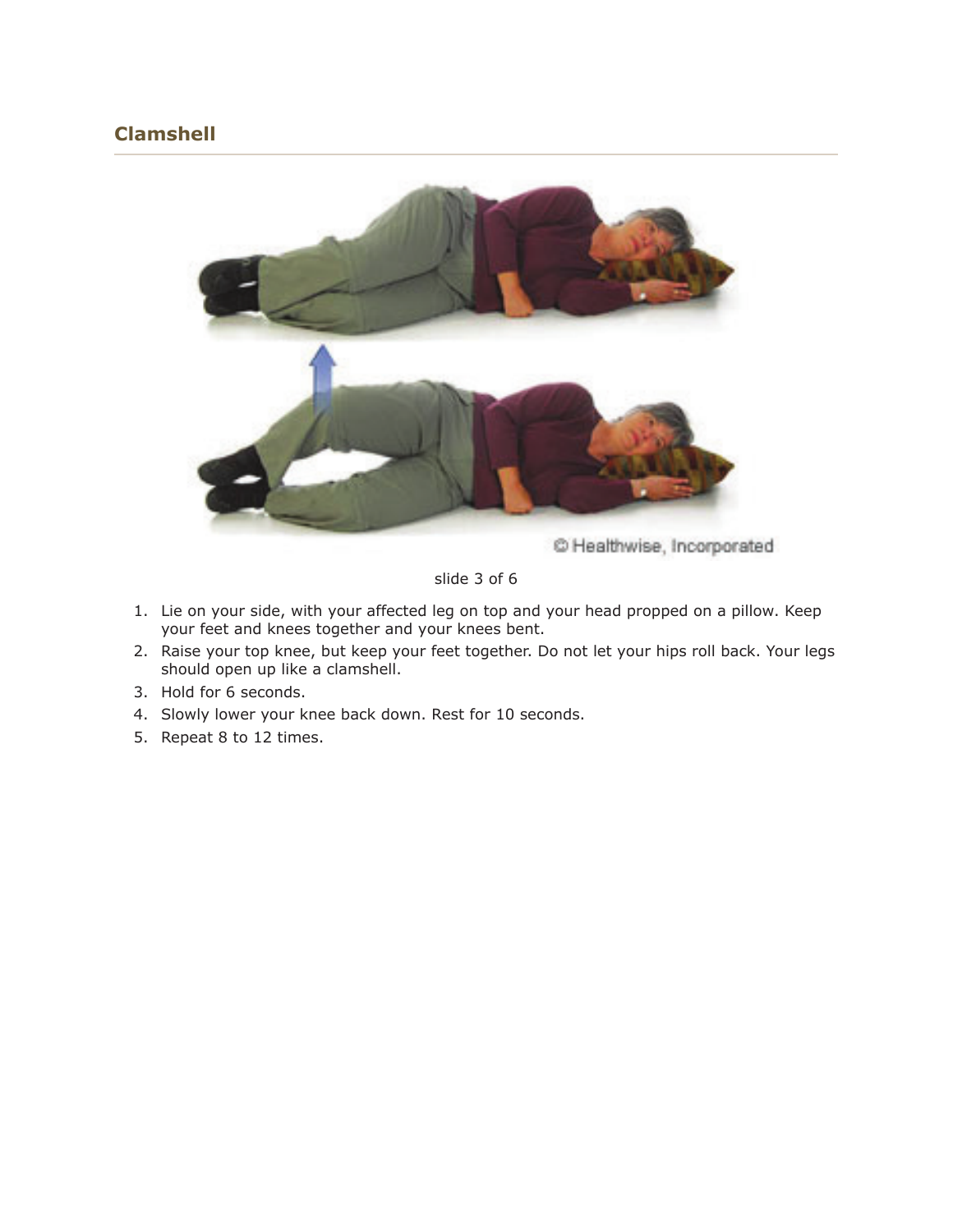## Clamshell

© Healthwise, Incorporated

slide 3 of 6

1. Lie on your side, with your affected leg on top and your head propped on a pillow. Keep your feet and knees together and your knees bent.
2. Raise your top knee, but keep your feet together. Do not let your hips roll back. Your legs should open up like a clamshell.
3. Hold for 6 seconds.
4. Slowly lower your knee back down. Rest for 10 seconds.
5. Repeat 8 to 12 times.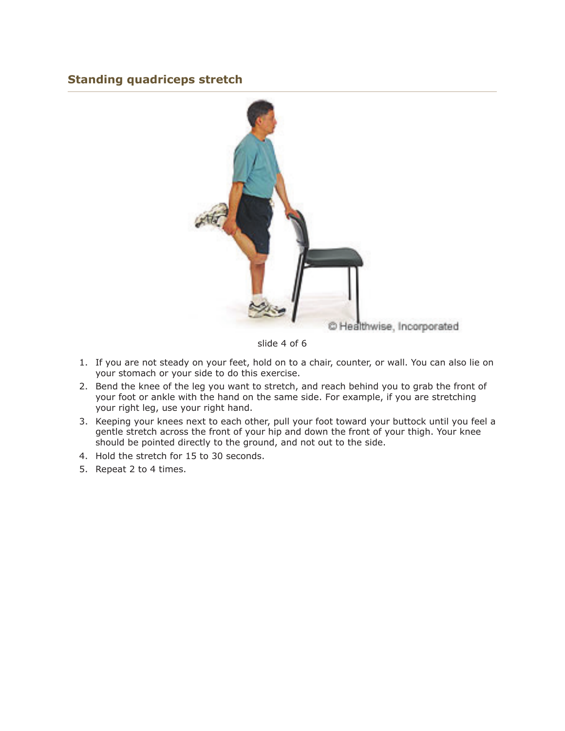## Standing quadriceps stretch

slide 4 of 6

1. If you are not steady on your feet, hold on to a chair, counter, or wall. You can also lie on your stomach or your side to do this exercise.
2. Bend the knee of the leg you want to stretch, and reach behind you to grab the front of your foot or ankle with the hand on the same side. For example, if you are stretching your right leg, use your right hand.
3. Keeping your knees next to each other, pull your foot toward your buttock until you feel a gentle stretch across the front of your hip and down the front of your thigh. Your knee should be pointed directly to the ground, and not out to the side.
4. Hold the stretch for 15 to 30 seconds.
5. Repeat 2 to 4 times.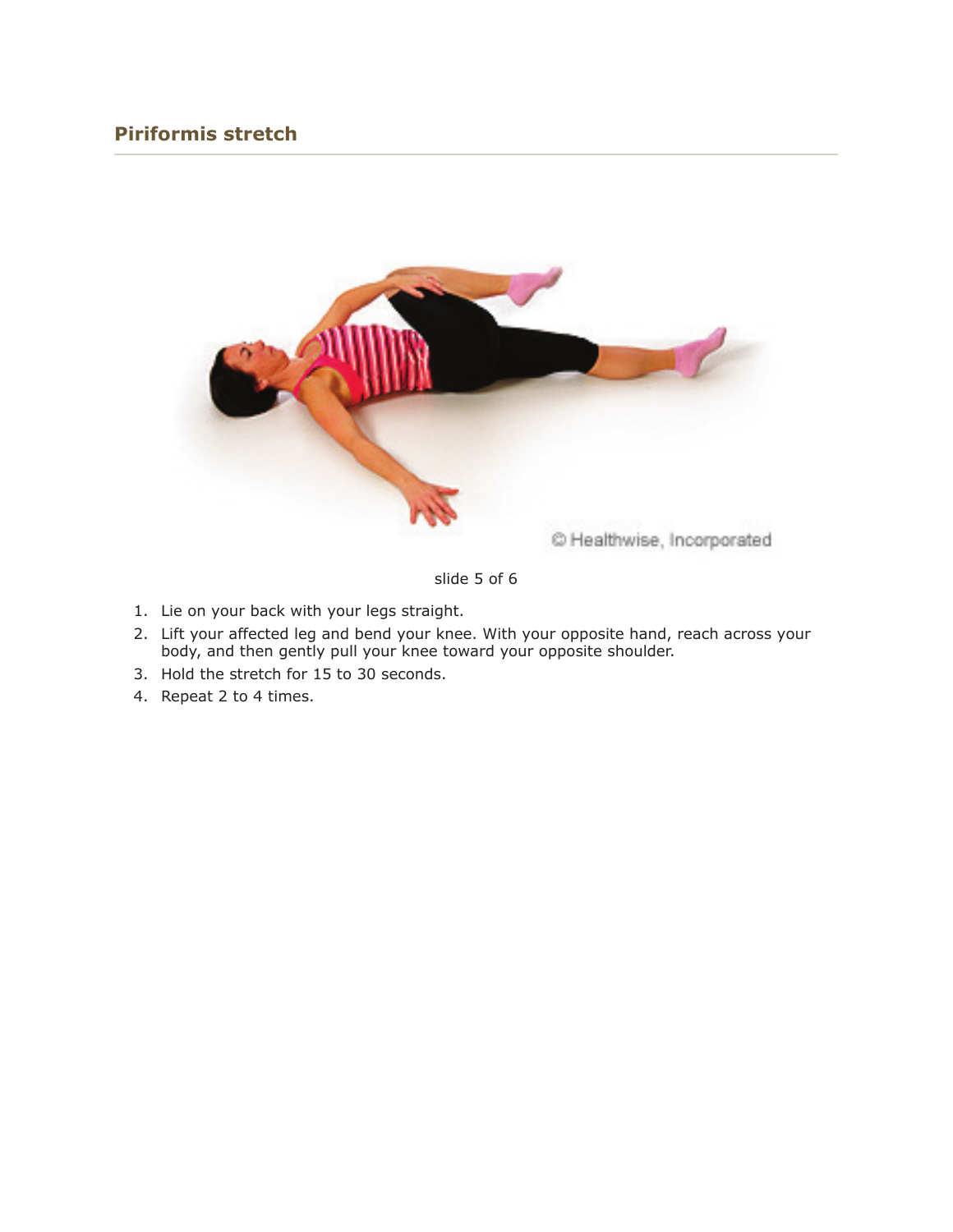## Piriformis stretch

© Healthwise, Incorporated

slide 5 of 6

1. Lie on your back with your legs straight.
2. Lift your affected leg and bend your knee. With your opposite hand, reach across your body, and then gently pull your knee toward your opposite shoulder.
3. Hold the stretch for 15 to 30 seconds.
4. Repeat 2 to 4 times.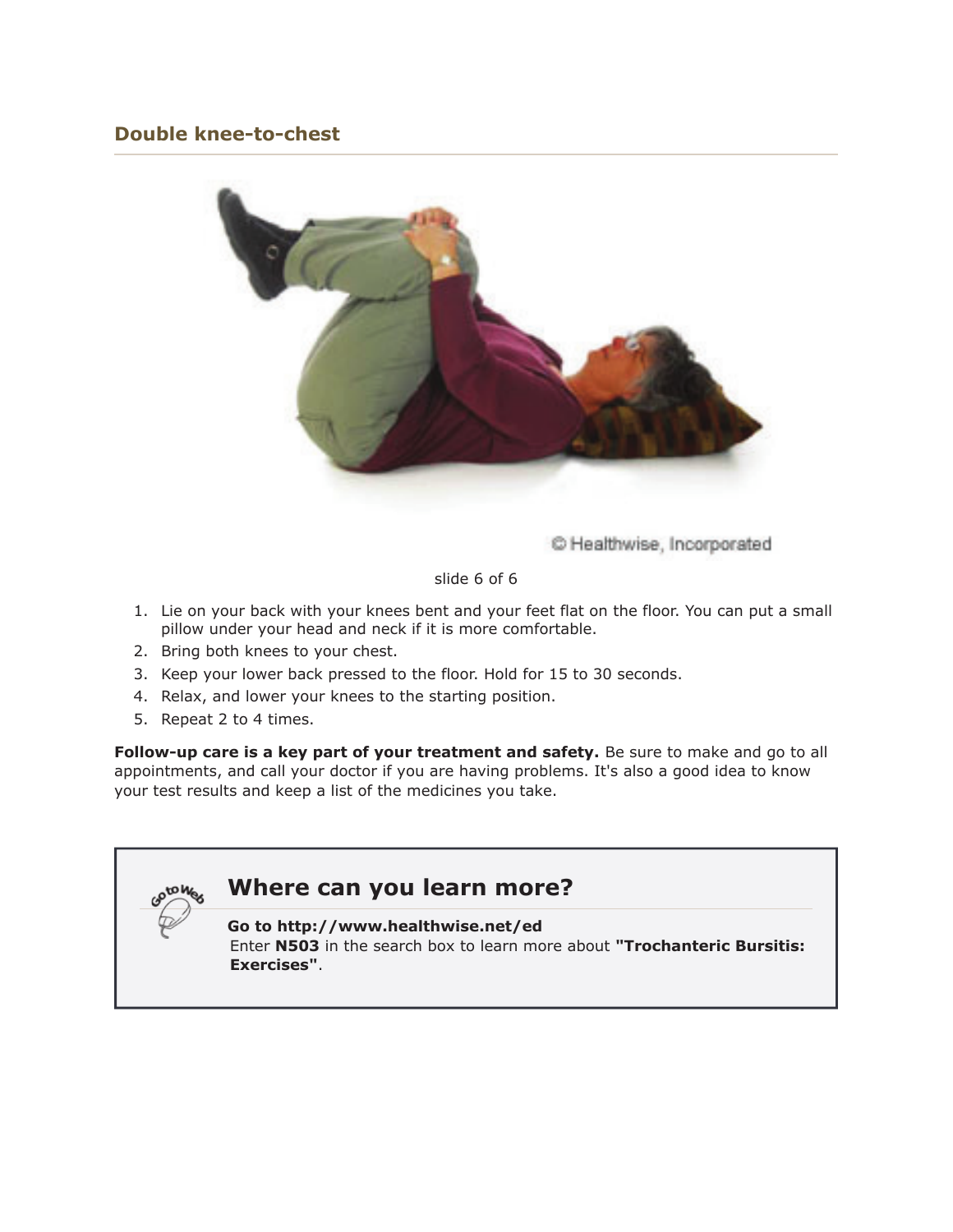### Double knee-to-chest

© Healthwise, Incorporated

slide 6 of 6

1. Lie on your back with your knees bent and your feet flat on the floor. You can put a small pillow under your head and neck if it is more comfortable.
2. Bring both knees to your chest.
3. Keep your lower back pressed to the floor. Hold for 15 to 30 seconds.
4. Relax, and lower your knees to the starting position.
5. Repeat 2 to 4 times.

**Follow-up care is a key part of your treatment and safety.** Be sure to make and go to all appointments, and call your doctor if you are having problems. It's also a good idea to know your test results and keep a list of the medicines you take.

## Where can you learn more?

**Go to http://www.healthwise.net/ed**
Enter **N503** in the search box to learn more about **"Trochanteric Bursitis: Exercises"**.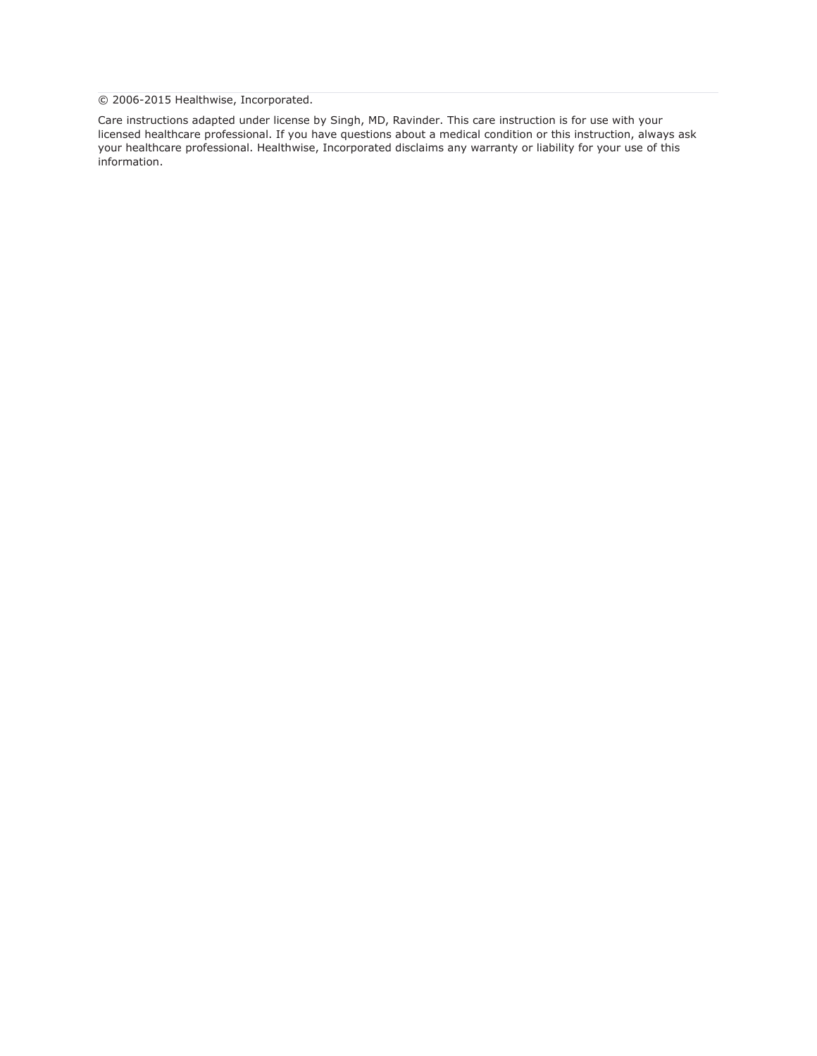© 2006-2015 Healthwise, Incorporated.

Care instructions adapted under license by Singh, MD, Ravinder. This care instruction is for use with your licensed healthcare professional. If you have questions about a medical condition or this instruction, always ask your healthcare professional. Healthwise, Incorporated disclaims any warranty or liability for your use of this information.